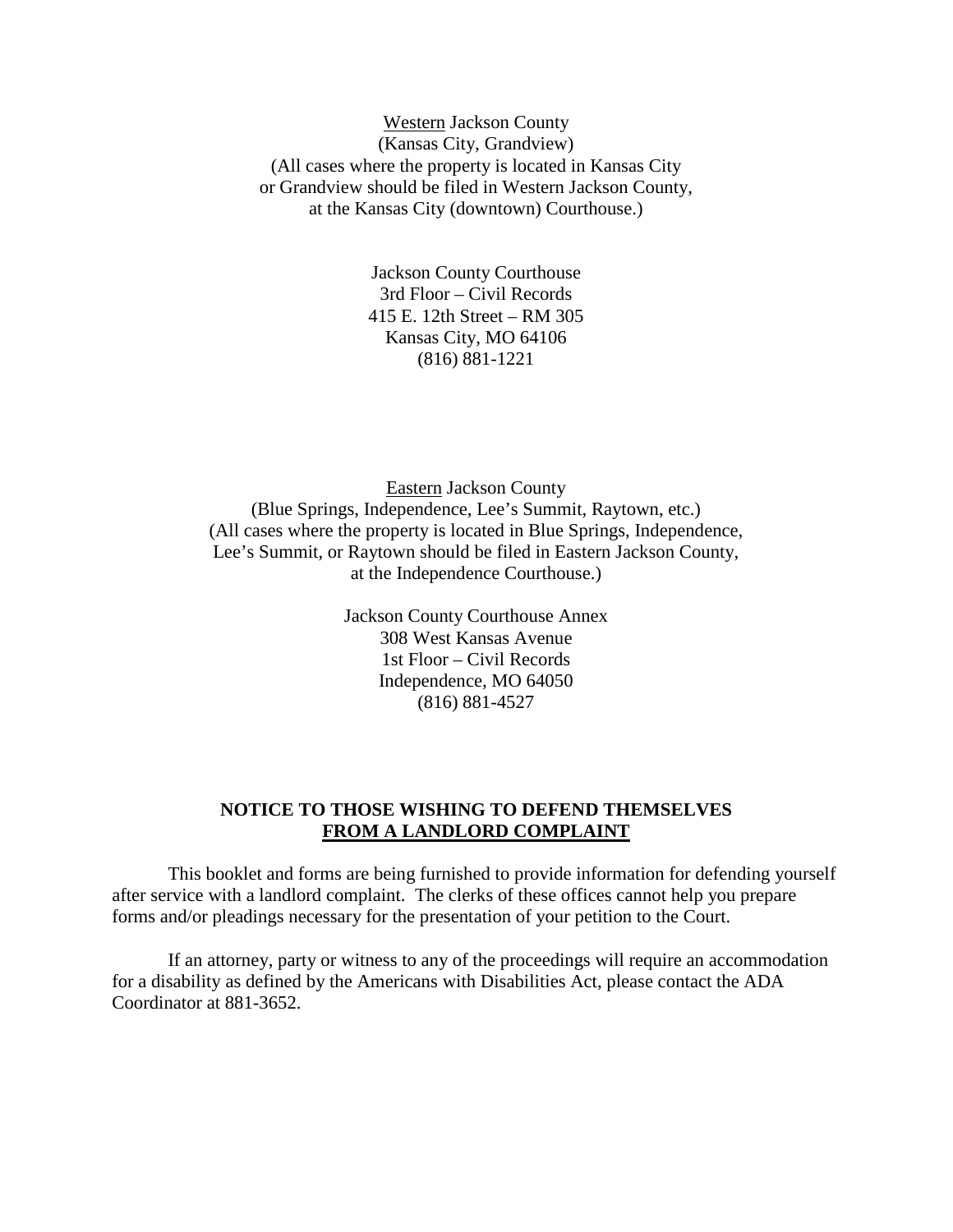<u>Western</u> Jackson County
(Kansas City, Grandview)
(All cases where the property is located in Kansas City or Grandview should be filed in Western Jackson County, at the Kansas City (downtown) Courthouse.)

Jackson County Courthouse
3rd Floor – Civil Records
415 E. 12th Street – RM 305
Kansas City, MO 64106
(816) 881-1221

<u>Eastern</u> Jackson County
(Blue Springs, Independence, Lee's Summit, Raytown, etc.)
(All cases where the property is located in Blue Springs, Independence, Lee's Summit, or Raytown should be filed in Eastern Jackson County, at the Independence Courthouse.)

Jackson County Courthouse Annex
308 West Kansas Avenue
1st Floor – Civil Records
Independence, MO 64050
(816) 881-4527

**NOTICE TO THOSE WISHING TO DEFEND THEMSELVES**
**<u>FROM A LANDLORD COMPLAINT</u>**

This booklet and forms are being furnished to provide information for defending yourself after service with a landlord complaint. The clerks of these offices cannot help you prepare forms and/or pleadings necessary for the presentation of your petition to the Court.

If an attorney, party or witness to any of the proceedings will require an accommodation for a disability as defined by the Americans with Disabilities Act, please contact the ADA Coordinator at 881-3652.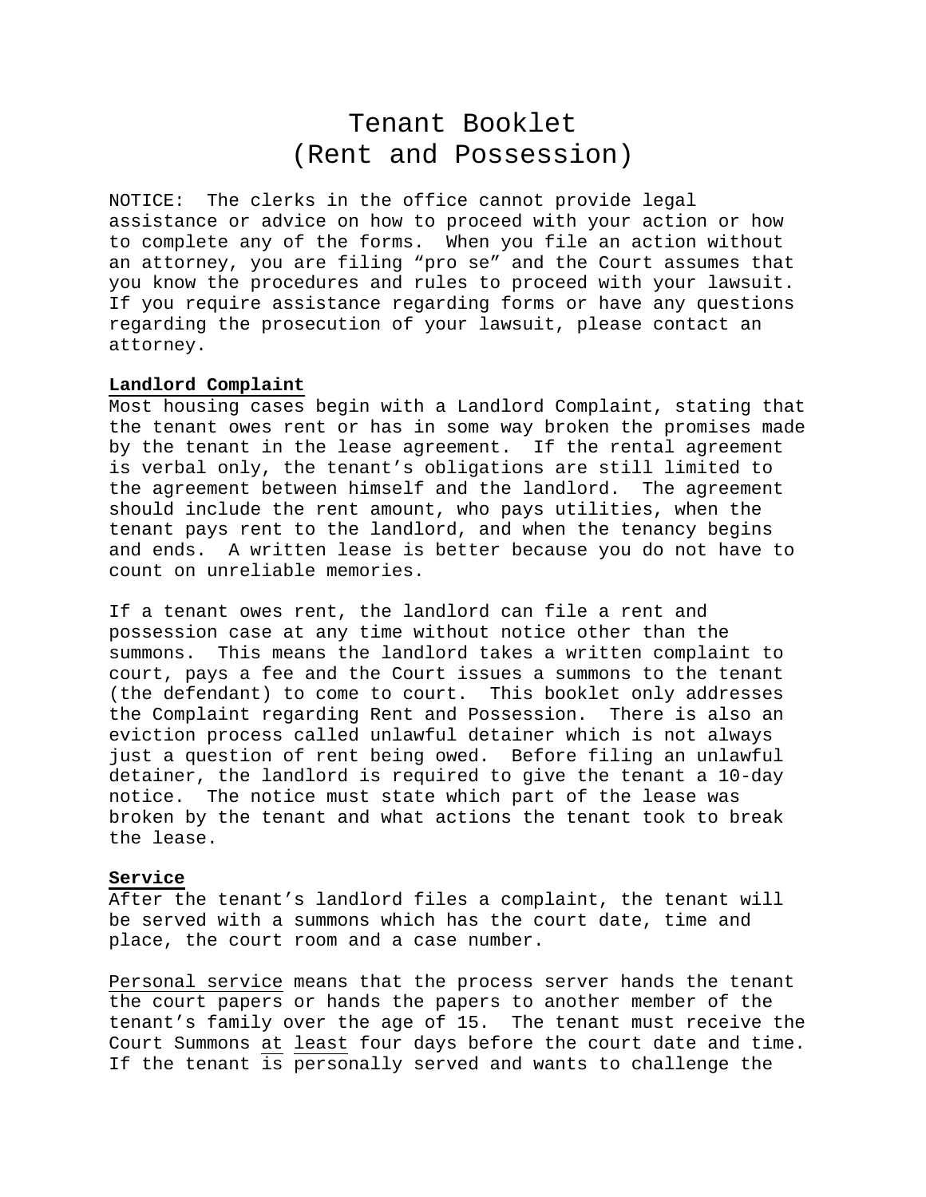# Tenant Booklet
# (Rent and Possession)

NOTICE: The clerks in the office cannot provide legal assistance or advice on how to proceed with your action or how to complete any of the forms. When you file an action without an attorney, you are filing "pro se" and the Court assumes that you know the procedures and rules to proceed with your lawsuit. If you require assistance regarding forms or have any questions regarding the prosecution of your lawsuit, please contact an attorney.

**Landlord Complaint**

Most housing cases begin with a Landlord Complaint, stating that the tenant owes rent or has in some way broken the promises made by the tenant in the lease agreement. If the rental agreement is verbal only, the tenant's obligations are still limited to the agreement between himself and the landlord. The agreement should include the rent amount, who pays utilities, when the tenant pays rent to the landlord, and when the tenancy begins and ends. A written lease is better because you do not have to count on unreliable memories.

If a tenant owes rent, the landlord can file a rent and possession case at any time without notice other than the summons. This means the landlord takes a written complaint to court, pays a fee and the Court issues a summons to the tenant (the defendant) to come to court. This booklet only addresses the Complaint regarding Rent and Possession. There is also an eviction process called unlawful detainer which is not always just a question of rent being owed. Before filing an unlawful detainer, the landlord is required to give the tenant a 10-day notice. The notice must state which part of the lease was broken by the tenant and what actions the tenant took to break the lease.

**Service**

After the tenant's landlord files a complaint, the tenant will be served with a summons which has the court date, time and place, the court room and a case number.

Personal service means that the process server hands the tenant the court papers or hands the papers to another member of the tenant's family over the age of 15. The tenant must receive the Court Summons at least four days before the court date and time. If the tenant is personally served and wants to challenge the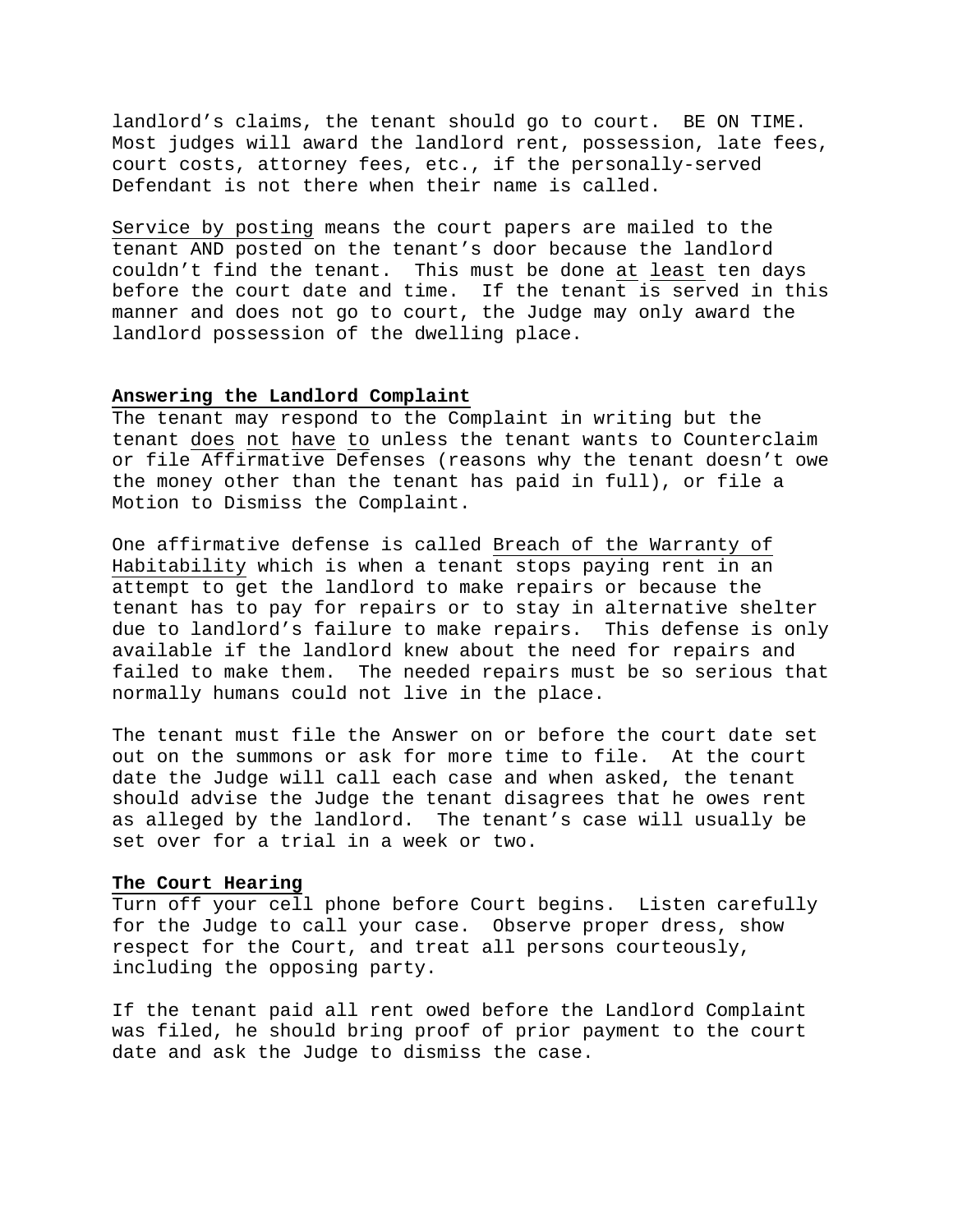landlord's claims, the tenant should go to court. BE ON TIME. Most judges will award the landlord rent, possession, late fees, court costs, attorney fees, etc., if the personally-served Defendant is not there when their name is called.

Service by posting means the court papers are mailed to the tenant AND posted on the tenant's door because the landlord couldn't find the tenant. This must be done at least ten days before the court date and time. If the tenant is served in this manner and does not go to court, the Judge may only award the landlord possession of the dwelling place.

**Answering the Landlord Complaint**

The tenant may respond to the Complaint in writing but the tenant does not have to unless the tenant wants to Counterclaim or file Affirmative Defenses (reasons why the tenant doesn't owe the money other than the tenant has paid in full), or file a Motion to Dismiss the Complaint.

One affirmative defense is called Breach of the Warranty of Habitability which is when a tenant stops paying rent in an attempt to get the landlord to make repairs or because the tenant has to pay for repairs or to stay in alternative shelter due to landlord's failure to make repairs. This defense is only available if the landlord knew about the need for repairs and failed to make them. The needed repairs must be so serious that normally humans could not live in the place.

The tenant must file the Answer on or before the court date set out on the summons or ask for more time to file. At the court date the Judge will call each case and when asked, the tenant should advise the Judge the tenant disagrees that he owes rent as alleged by the landlord. The tenant's case will usually be set over for a trial in a week or two.

**The Court Hearing**

Turn off your cell phone before Court begins. Listen carefully for the Judge to call your case. Observe proper dress, show respect for the Court, and treat all persons courteously, including the opposing party.

If the tenant paid all rent owed before the Landlord Complaint was filed, he should bring proof of prior payment to the court date and ask the Judge to dismiss the case.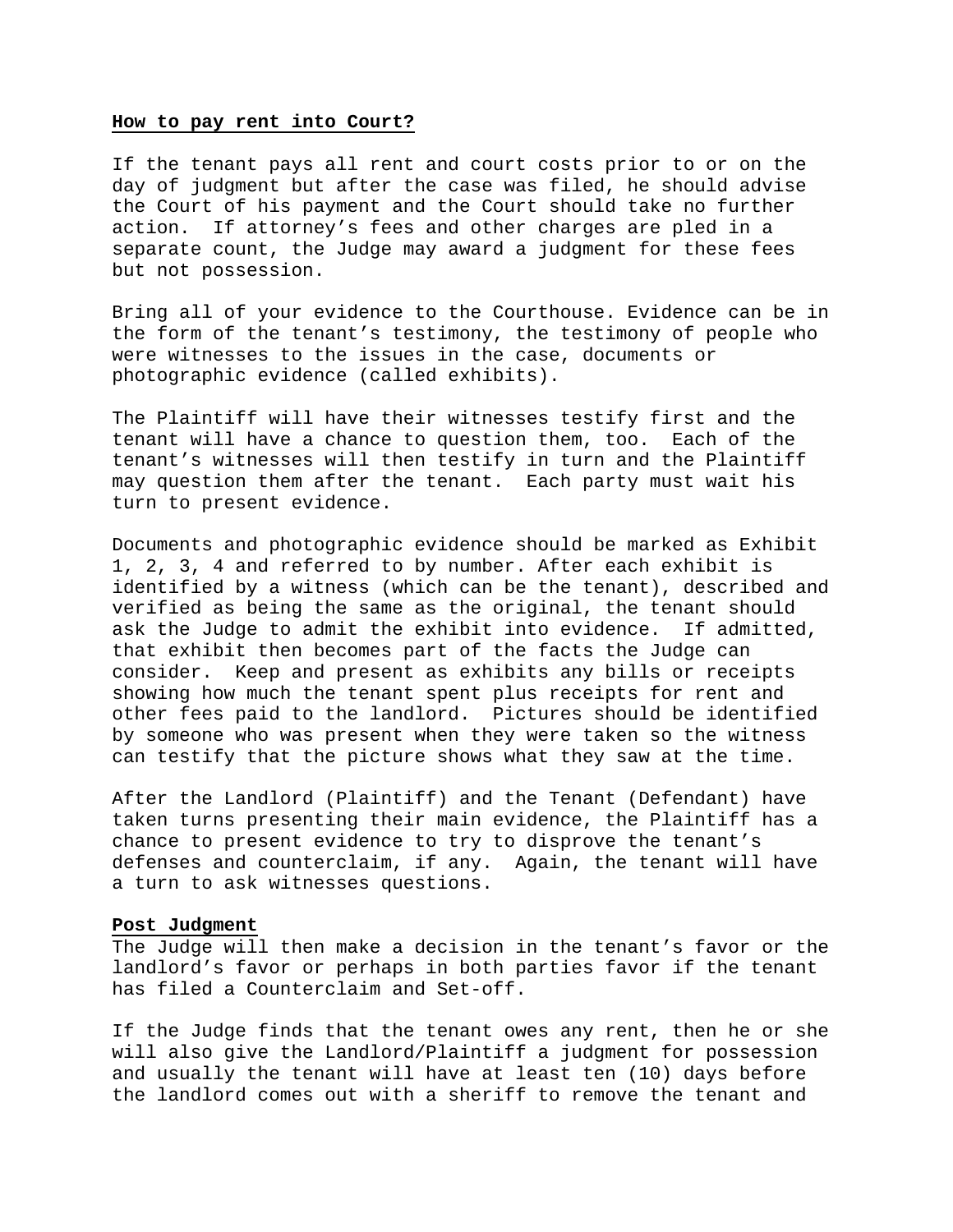**How to pay rent into Court?**

If the tenant pays all rent and court costs prior to or on the day of judgment but after the case was filed, he should advise the Court of his payment and the Court should take no further action. If attorney's fees and other charges are pled in a separate count, the Judge may award a judgment for these fees but not possession.

Bring all of your evidence to the Courthouse. Evidence can be in the form of the tenant's testimony, the testimony of people who were witnesses to the issues in the case, documents or photographic evidence (called exhibits).

The Plaintiff will have their witnesses testify first and the tenant will have a chance to question them, too. Each of the tenant's witnesses will then testify in turn and the Plaintiff may question them after the tenant. Each party must wait his turn to present evidence.

Documents and photographic evidence should be marked as Exhibit 1, 2, 3, 4 and referred to by number. After each exhibit is identified by a witness (which can be the tenant), described and verified as being the same as the original, the tenant should ask the Judge to admit the exhibit into evidence. If admitted, that exhibit then becomes part of the facts the Judge can consider. Keep and present as exhibits any bills or receipts showing how much the tenant spent plus receipts for rent and other fees paid to the landlord. Pictures should be identified by someone who was present when they were taken so the witness can testify that the picture shows what they saw at the time.

After the Landlord (Plaintiff) and the Tenant (Defendant) have taken turns presenting their main evidence, the Plaintiff has a chance to present evidence to try to disprove the tenant's defenses and counterclaim, if any. Again, the tenant will have a turn to ask witnesses questions.

**Post Judgment**

The Judge will then make a decision in the tenant's favor or the landlord's favor or perhaps in both parties favor if the tenant has filed a Counterclaim and Set-off.

If the Judge finds that the tenant owes any rent, then he or she will also give the Landlord/Plaintiff a judgment for possession and usually the tenant will have at least ten (10) days before the landlord comes out with a sheriff to remove the tenant and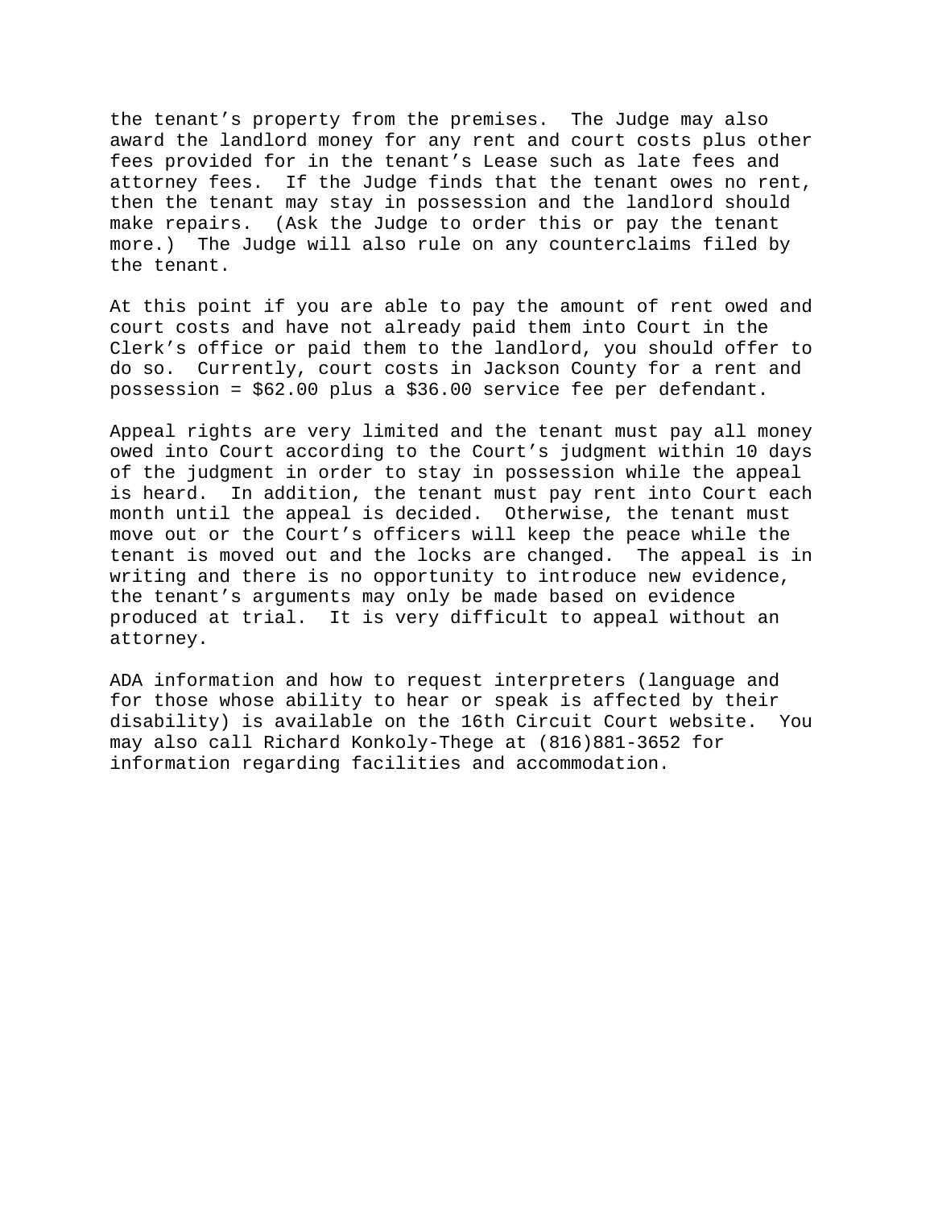the tenant’s property from the premises. The Judge may also award the landlord money for any rent and court costs plus other fees provided for in the tenant’s Lease such as late fees and attorney fees. If the Judge finds that the tenant owes no rent, then the tenant may stay in possession and the landlord should make repairs. (Ask the Judge to order this or pay the tenant more.) The Judge will also rule on any counterclaims filed by the tenant.

At this point if you are able to pay the amount of rent owed and court costs and have not already paid them into Court in the Clerk’s office or paid them to the landlord, you should offer to do so. Currently, court costs in Jackson County for a rent and possession = $62.00 plus a $36.00 service fee per defendant.

Appeal rights are very limited and the tenant must pay all money owed into Court according to the Court’s judgment within 10 days of the judgment in order to stay in possession while the appeal is heard. In addition, the tenant must pay rent into Court each month until the appeal is decided. Otherwise, the tenant must move out or the Court’s officers will keep the peace while the tenant is moved out and the locks are changed. The appeal is in writing and there is no opportunity to introduce new evidence, the tenant’s arguments may only be made based on evidence produced at trial. It is very difficult to appeal without an attorney.

ADA information and how to request interpreters (language and for those whose ability to hear or speak is affected by their disability) is available on the 16th Circuit Court website. You may also call Richard Konkoly-Thege at (816)881-3652 for information regarding facilities and accommodation.